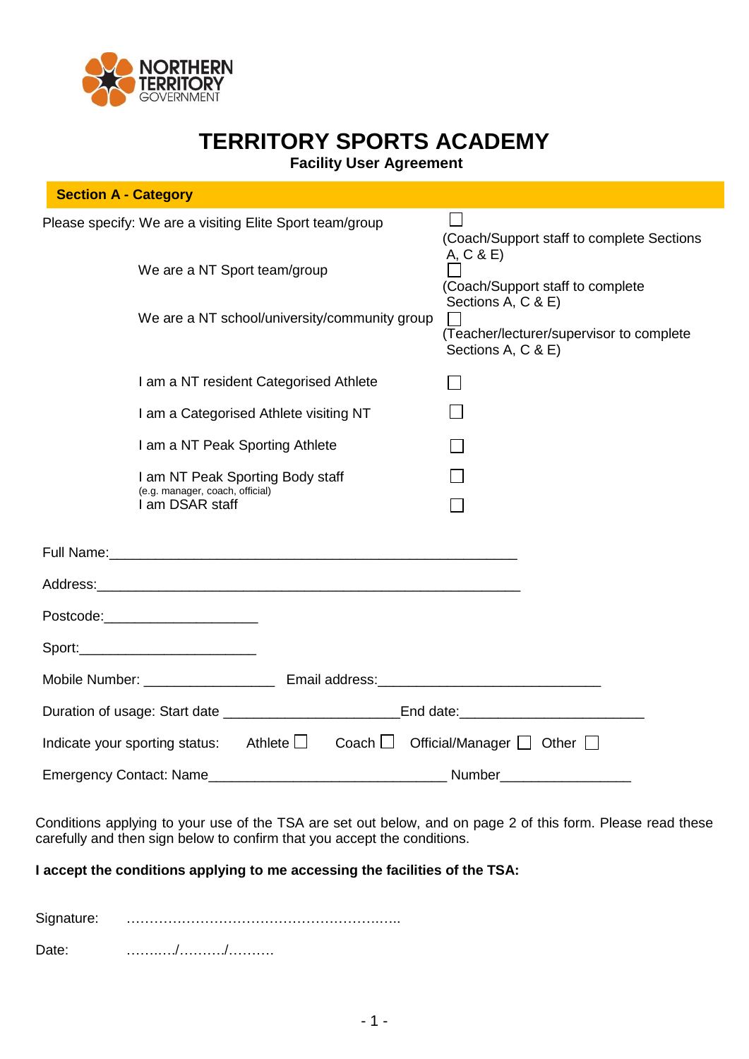NORTHERN TERRITORY GOVERNMENT

# TERRITORY SPORTS ACADEMY

## Facility User Agreement

### Section A - Category

| | | |
|---|---|---|
| Please specify: We are a visiting Elite Sport team/group | ☐ | (Coach/Support staff to complete Sections A, C & E) |
| We are a NT Sport team/group | ☐ | (Coach/Support staff to complete Sections A, C & E) |
| We are a NT school/university/community group | ☐ | (Teacher/lecturer/supervisor to complete Sections A, C & E) |
| I am a NT resident Categorised Athlete | ☐ | |
| I am a Categorised Athlete visiting NT | ☐ | |
| I am a NT Peak Sporting Athlete | ☐ | |
| I am NT Peak Sporting Body staff (e.g. manager, coach, official) | ☐ | |
| I am DSAR staff | ☐ | |

Full Name:_______________________________________________________

Address:_________________________________________________________

Postcode:____________________

Sport:_______________________

Mobile Number: _________________ Email address:_____________________________

Duration of usage: Start date _______________________End date:________________________

Indicate your sporting status: Athlete ☐ Coach ☐ Official/Manager ☐ Other ☐

Emergency Contact: Name______________________________ Number________________

Conditions applying to your use of the TSA are set out below, and on page 2 of this form. Please read these carefully and then sign below to confirm that you accept the conditions.

**I accept the conditions applying to me accessing the facilities of the TSA:**

Signature: …………………………………………………..

Date: ………/………/……….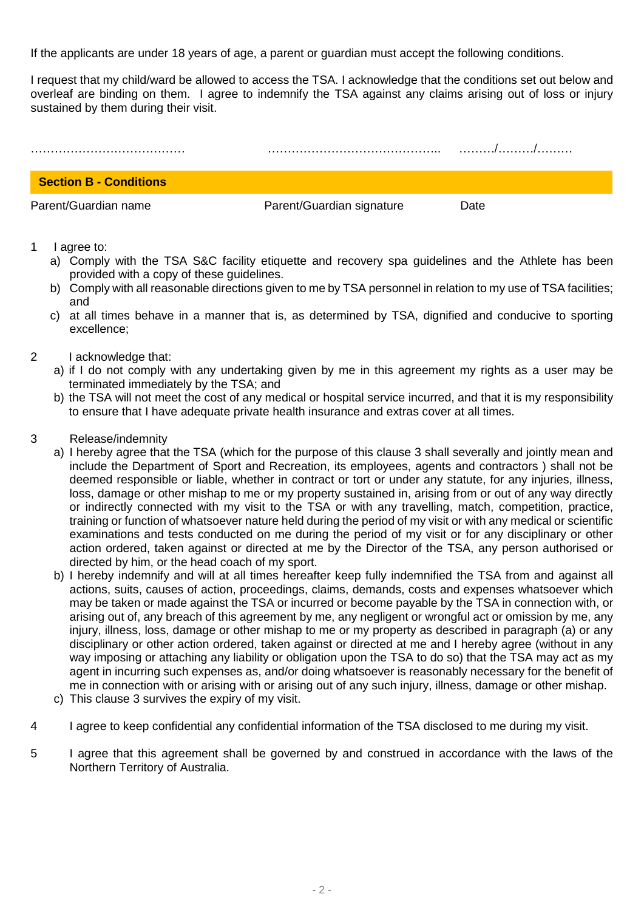If the applicants are under 18 years of age, a parent or guardian must accept the following conditions.

I request that my child/ward be allowed to access the TSA. I acknowledge that the conditions set out below and overleaf are binding on them. I agree to indemnify the TSA against any claims arising out of loss or injury sustained by them during their visit.

| ………………………………… | …………………………………….. | ………/………/……… |
|---|---|---|
| Parent/Guardian name | Parent/Guardian signature | Date |

## Section B - Conditions

1 I agree to:

a) Comply with the TSA S&C facility etiquette and recovery spa guidelines and the Athlete has been provided with a copy of these guidelines.

b) Comply with all reasonable directions given to me by TSA personnel in relation to my use of TSA facilities; and

c) at all times behave in a manner that is, as determined by TSA, dignified and conducive to sporting excellence;

2 I acknowledge that:

a) if I do not comply with any undertaking given by me in this agreement my rights as a user may be terminated immediately by the TSA; and

b) the TSA will not meet the cost of any medical or hospital service incurred, and that it is my responsibility to ensure that I have adequate private health insurance and extras cover at all times.

3 Release/indemnity

a) I hereby agree that the TSA (which for the purpose of this clause 3 shall severally and jointly mean and include the Department of Sport and Recreation, its employees, agents and contractors ) shall not be deemed responsible or liable, whether in contract or tort or under any statute, for any injuries, illness, loss, damage or other mishap to me or my property sustained in, arising from or out of any way directly or indirectly connected with my visit to the TSA or with any travelling, match, competition, practice, training or function of whatsoever nature held during the period of my visit or with any medical or scientific examinations and tests conducted on me during the period of my visit or for any disciplinary or other action ordered, taken against or directed at me by the Director of the TSA, any person authorised or directed by him, or the head coach of my sport.

b) I hereby indemnify and will at all times hereafter keep fully indemnified the TSA from and against all actions, suits, causes of action, proceedings, claims, demands, costs and expenses whatsoever which may be taken or made against the TSA or incurred or become payable by the TSA in connection with, or arising out of, any breach of this agreement by me, any negligent or wrongful act or omission by me, any injury, illness, loss, damage or other mishap to me or my property as described in paragraph (a) or any disciplinary or other action ordered, taken against or directed at me and I hereby agree (without in any way imposing or attaching any liability or obligation upon the TSA to do so) that the TSA may act as my agent in incurring such expenses as, and/or doing whatsoever is reasonably necessary for the benefit of me in connection with or arising with or arising out of any such injury, illness, damage or other mishap.

c) This clause 3 survives the expiry of my visit.

4 I agree to keep confidential any confidential information of the TSA disclosed to me during my visit.

5 I agree that this agreement shall be governed by and construed in accordance with the laws of the Northern Territory of Australia.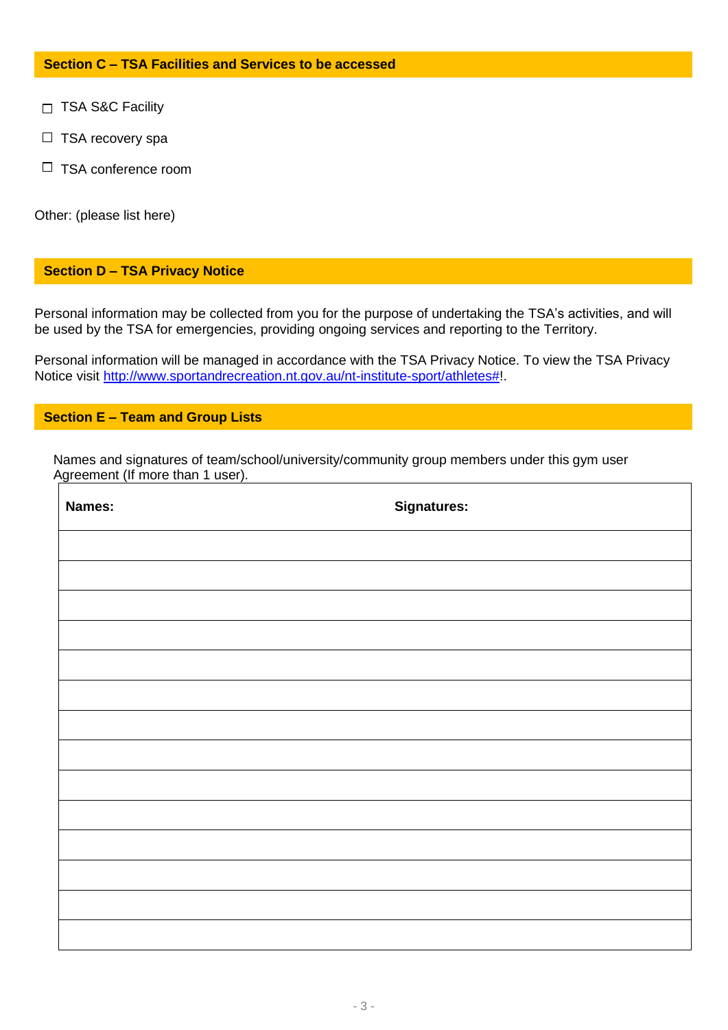## Section C – TSA Facilities and Services to be accessed

☐ TSA S&C Facility

☐ TSA recovery spa

☐ TSA conference room

Other: (please list here)

## Section D – TSA Privacy Notice

Personal information may be collected from you for the purpose of undertaking the TSA's activities, and will be used by the TSA for emergencies, providing ongoing services and reporting to the Territory.

Personal information will be managed in accordance with the TSA Privacy Notice. To view the TSA Privacy Notice visit http://www.sportandrecreation.nt.gov.au/nt-institute-sport/athletes#!.

## Section E – Team and Group Lists

Names and signatures of team/school/university/community group members under this gym user Agreement (If more than 1 user).

| **Names:** | **Signatures:** |
|---|---|
| | |
| | |
| | |
| | |
| | |
| | |
| | |
| | |
| | |
| | |
| | |
| | |
| | |
| | |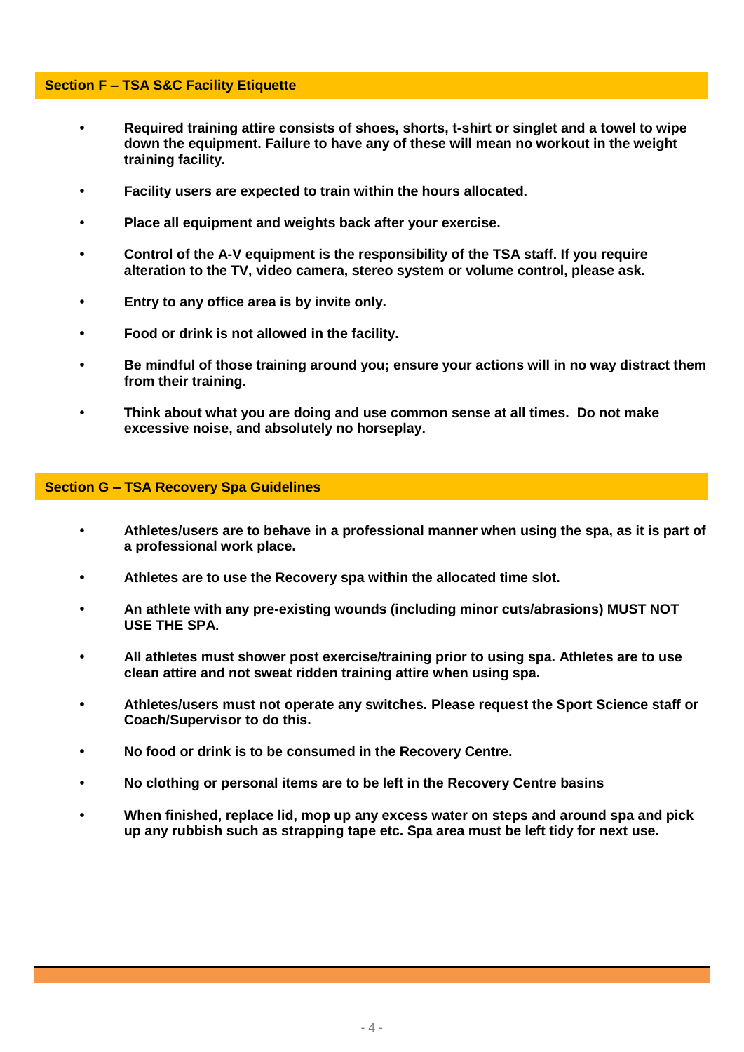## Section F – TSA S&C Facility Etiquette

- **Required training attire consists of shoes, shorts, t-shirt or singlet and a towel to wipe down the equipment. Failure to have any of these will mean no workout in the weight training facility.**
- **Facility users are expected to train within the hours allocated.**
- **Place all equipment and weights back after your exercise.**
- **Control of the A-V equipment is the responsibility of the TSA staff. If you require alteration to the TV, video camera, stereo system or volume control, please ask.**
- **Entry to any office area is by invite only.**
- **Food or drink is not allowed in the facility.**
- **Be mindful of those training around you; ensure your actions will in no way distract them from their training.**
- **Think about what you are doing and use common sense at all times. Do not make excessive noise, and absolutely no horseplay.**

## Section G – TSA Recovery Spa Guidelines

- **Athletes/users are to behave in a professional manner when using the spa, as it is part of a professional work place.**
- **Athletes are to use the Recovery spa within the allocated time slot.**
- **An athlete with any pre-existing wounds (including minor cuts/abrasions) MUST NOT USE THE SPA.**
- **All athletes must shower post exercise/training prior to using spa. Athletes are to use clean attire and not sweat ridden training attire when using spa.**
- **Athletes/users must not operate any switches. Please request the Sport Science staff or Coach/Supervisor to do this.**
- **No food or drink is to be consumed in the Recovery Centre.**
- **No clothing or personal items are to be left in the Recovery Centre basins**
- **When finished, replace lid, mop up any excess water on steps and around spa and pick up any rubbish such as strapping tape etc. Spa area must be left tidy for next use.**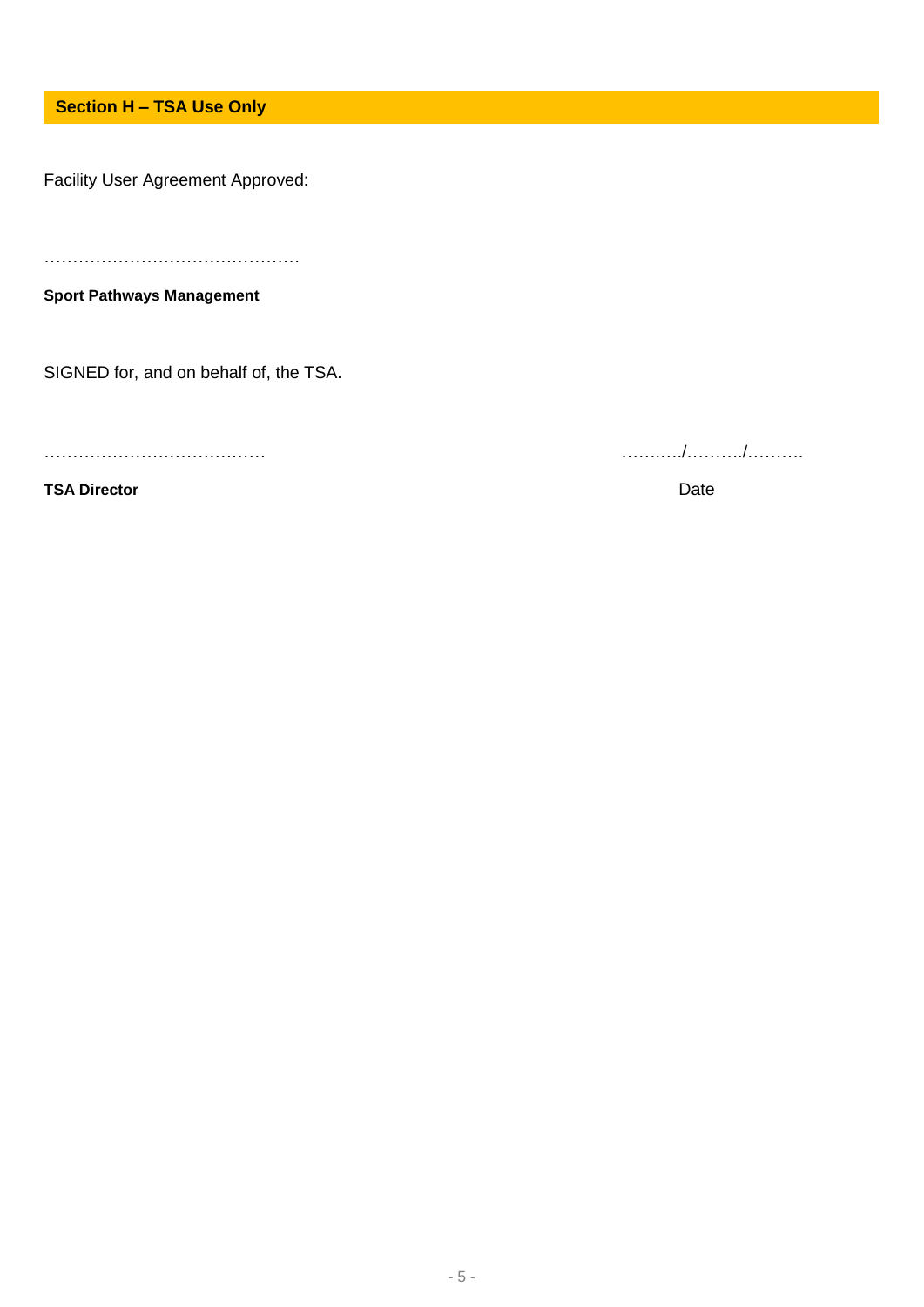## Section H – TSA Use Only

Facility User Agreement Approved:

………………………………………

**Sport Pathways Management**

SIGNED for, and on behalf of, the TSA.

…………………………………  ………/………/……….

**TSA Director**  Date